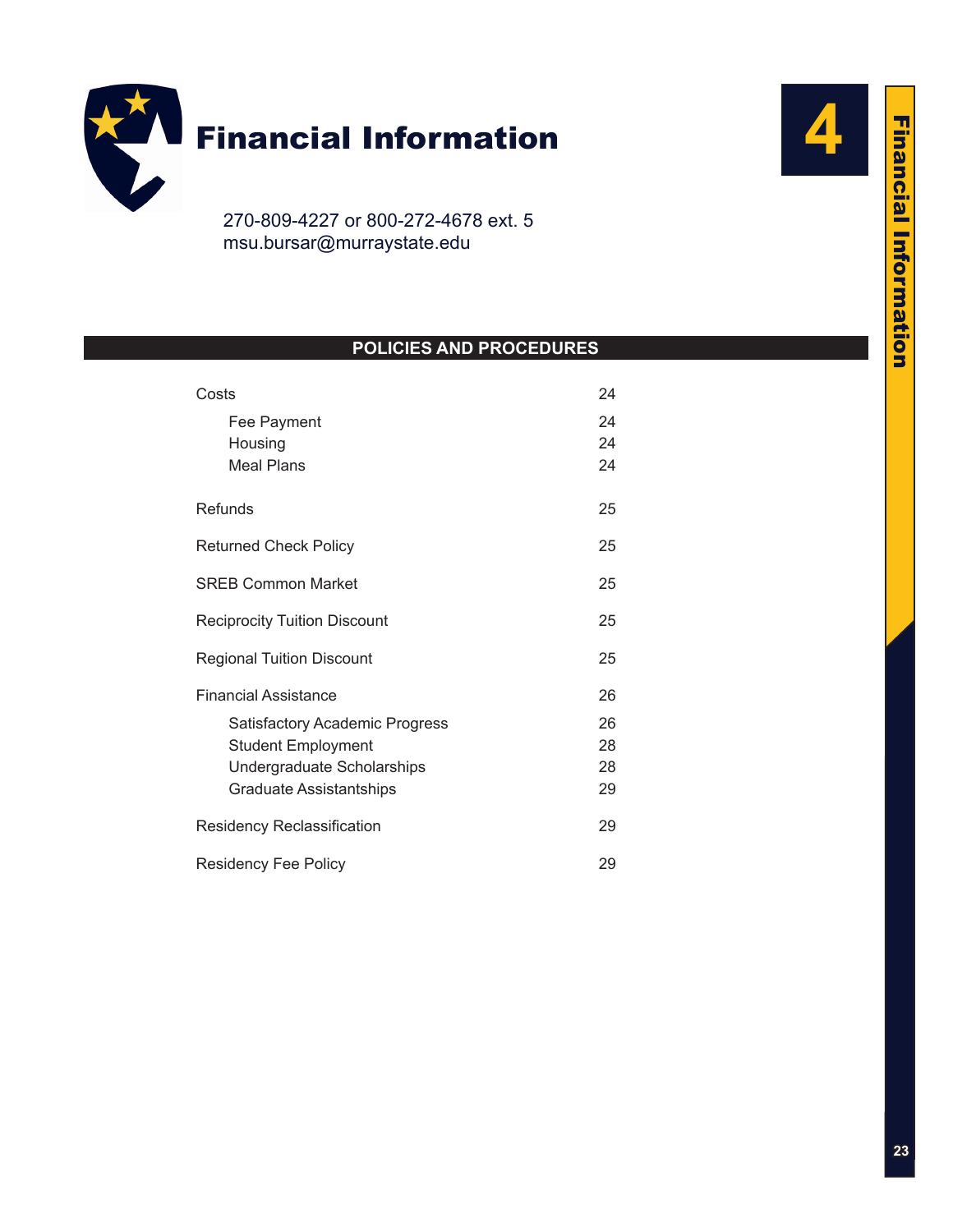# Financial Information

270-809-4227 or 800-272-4678 ext. 5
msu.bursar@murraystate.edu

## POLICIES AND PROCEDURES

| | |
|---|---|
| Costs | 24 |
| &nbsp;&nbsp;&nbsp;&nbsp;Fee Payment | 24 |
| &nbsp;&nbsp;&nbsp;&nbsp;Housing | 24 |
| &nbsp;&nbsp;&nbsp;&nbsp;Meal Plans | 24 |
| Refunds | 25 |
| Returned Check Policy | 25 |
| SREB Common Market | 25 |
| Reciprocity Tuition Discount | 25 |
| Regional Tuition Discount | 25 |
| Financial Assistance | 26 |
| &nbsp;&nbsp;&nbsp;&nbsp;Satisfactory Academic Progress | 26 |
| &nbsp;&nbsp;&nbsp;&nbsp;Student Employment | 28 |
| &nbsp;&nbsp;&nbsp;&nbsp;Undergraduate Scholarships | 28 |
| &nbsp;&nbsp;&nbsp;&nbsp;Graduate Assistantships | 29 |
| Residency Reclassification | 29 |
| Residency Fee Policy | 29 |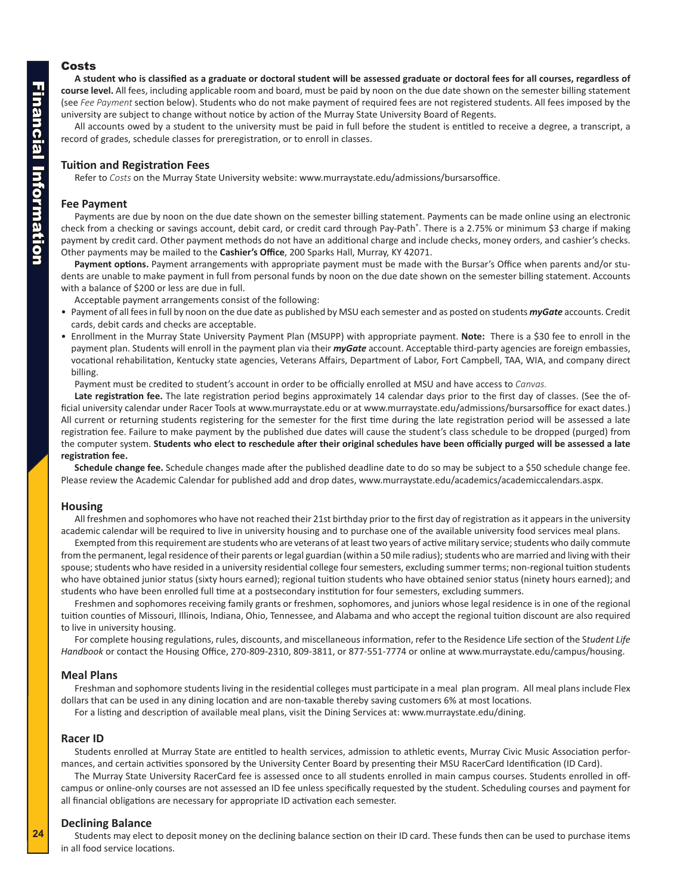## Costs

**A student who is classified as a graduate or doctoral student will be assessed graduate or doctoral fees for all courses, regardless of course level.** All fees, including applicable room and board, must be paid by noon on the due date shown on the semester billing statement (see *Fee Payment* section below). Students who do not make payment of required fees are not registered students. All fees imposed by the university are subject to change without notice by action of the Murray State University Board of Regents.

All accounts owed by a student to the university must be paid in full before the student is entitled to receive a degree, a transcript, a record of grades, schedule classes for preregistration, or to enroll in classes.

### Tuition and Registration Fees

Refer to *Costs* on the Murray State University website: www.murraystate.edu/admissions/bursarsoffice.

### Fee Payment

Payments are due by noon on the due date shown on the semester billing statement. Payments can be made online using an electronic check from a checking or savings account, debit card, or credit card through Pay-Path®. There is a 2.75% or minimum $3 charge if making payment by credit card. Other payment methods do not have an additional charge and include checks, money orders, and cashier's checks. Other payments may be mailed to the **Cashier's Office**, 200 Sparks Hall, Murray, KY 42071.

**Payment options.** Payment arrangements with appropriate payment must be made with the Bursar's Office when parents and/or students are unable to make payment in full from personal funds by noon on the due date shown on the semester billing statement. Accounts with a balance of $200 or less are due in full.

Acceptable payment arrangements consist of the following:

- Payment of all fees in full by noon on the due date as published by MSU each semester and as posted on students ***myGate*** accounts. Credit cards, debit cards and checks are acceptable.
- Enrollment in the Murray State University Payment Plan (MSUPP) with appropriate payment. **Note:** There is a $30 fee to enroll in the payment plan. Students will enroll in the payment plan via their ***myGate*** account. Acceptable third-party agencies are foreign embassies, vocational rehabilitation, Kentucky state agencies, Veterans Affairs, Department of Labor, Fort Campbell, TAA, WIA, and company direct billing.

Payment must be credited to student's account in order to be officially enrolled at MSU and have access to *Canvas.*

**Late registration fee.** The late registration period begins approximately 14 calendar days prior to the first day of classes. (See the official university calendar under Racer Tools at www.murraystate.edu or at www.murraystate.edu/admissions/bursarsoffice for exact dates.) All current or returning students registering for the semester for the first time during the late registration period will be assessed a late registration fee. Failure to make payment by the published due dates will cause the student's class schedule to be dropped (purged) from the computer system. **Students who elect to reschedule after their original schedules have been officially purged will be assessed a late registration fee.**

**Schedule change fee.** Schedule changes made after the published deadline date to do so may be subject to a $50 schedule change fee. Please review the Academic Calendar for published add and drop dates, www.murraystate.edu/academics/academiccalendars.aspx.

### Housing

All freshmen and sophomores who have not reached their 21st birthday prior to the first day of registration as it appears in the university academic calendar will be required to live in university housing and to purchase one of the available university food services meal plans.

Exempted from this requirement are students who are veterans of at least two years of active military service; students who daily commute from the permanent, legal residence of their parents or legal guardian (within a 50 mile radius); students who are married and living with their spouse; students who have resided in a university residential college four semesters, excluding summer terms; non-regional tuition students who have obtained junior status (sixty hours earned); regional tuition students who have obtained senior status (ninety hours earned); and students who have been enrolled full time at a postsecondary institution for four semesters, excluding summers.

Freshmen and sophomores receiving family grants or freshmen, sophomores, and juniors whose legal residence is in one of the regional tuition counties of Missouri, Illinois, Indiana, Ohio, Tennessee, and Alabama and who accept the regional tuition discount are also required to live in university housing.

For complete housing regulations, rules, discounts, and miscellaneous information, refer to the Residence Life section of the S*tudent Life Handbook* or contact the Housing Office, 270-809-2310, 809-3811, or 877-551-7774 or online at www.murraystate.edu/campus/housing.

### Meal Plans

Freshman and sophomore students living in the residential colleges must participate in a meal plan program. All meal plans include Flex dollars that can be used in any dining location and are non-taxable thereby saving customers 6% at most locations.

For a listing and description of available meal plans, visit the Dining Services at: www.murraystate.edu/dining.

### Racer ID

Students enrolled at Murray State are entitled to health services, admission to athletic events, Murray Civic Music Association performances, and certain activities sponsored by the University Center Board by presenting their MSU RacerCard Identification (ID Card).

The Murray State University RacerCard fee is assessed once to all students enrolled in main campus courses. Students enrolled in off-campus or online-only courses are not assessed an ID fee unless specifically requested by the student. Scheduling courses and payment for all financial obligations are necessary for appropriate ID activation each semester.

### Declining Balance

Students may elect to deposit money on the declining balance section on their ID card. These funds then can be used to purchase items in all food service locations.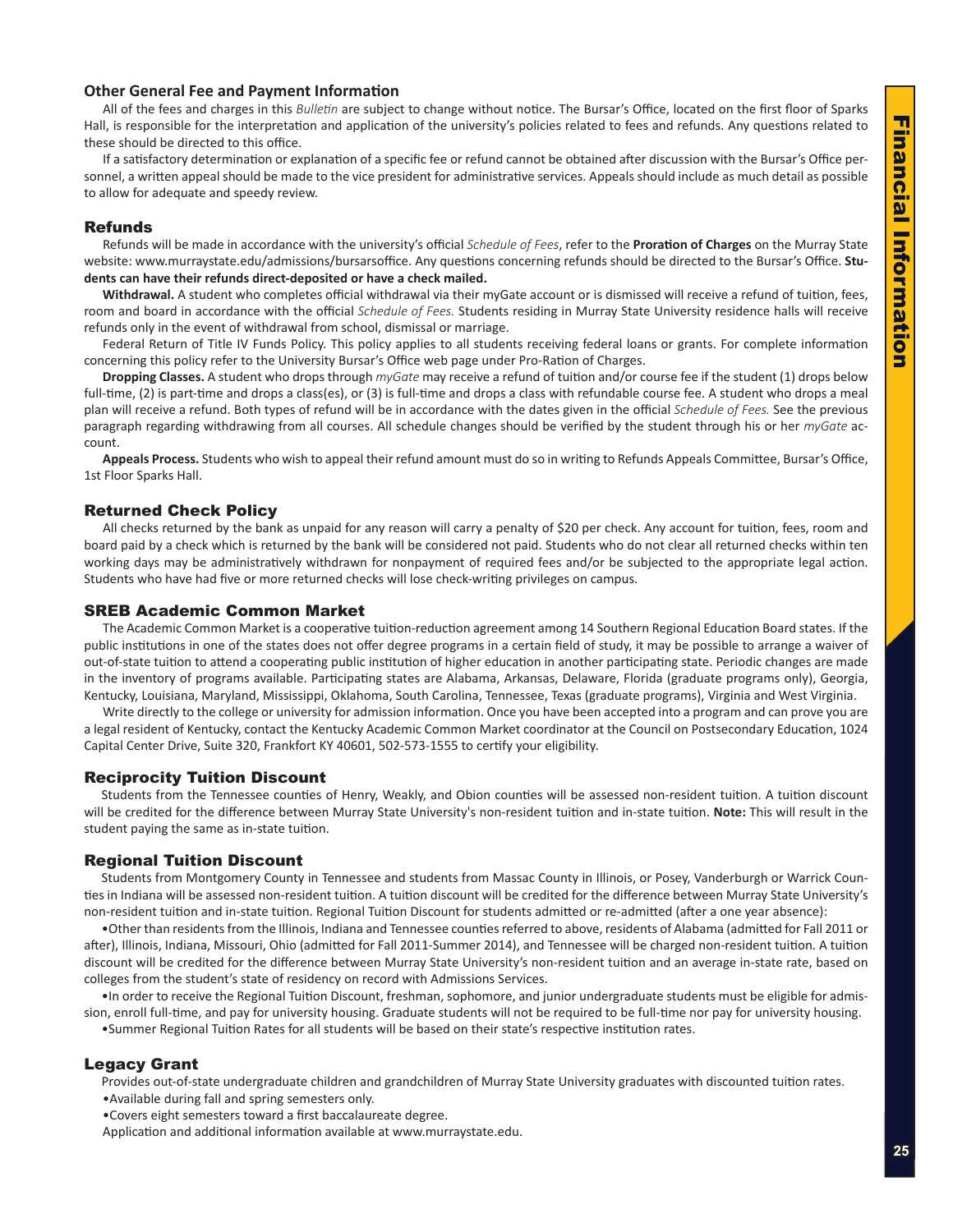### Other General Fee and Payment Information

All of the fees and charges in this *Bulletin* are subject to change without notice. The Bursar's Office, located on the first floor of Sparks Hall, is responsible for the interpretation and application of the university's policies related to fees and refunds. Any questions related to these should be directed to this office.

If a satisfactory determination or explanation of a specific fee or refund cannot be obtained after discussion with the Bursar's Office personnel, a written appeal should be made to the vice president for administrative services. Appeals should include as much detail as possible to allow for adequate and speedy review.

## Refunds

Refunds will be made in accordance with the university's official *Schedule of Fees*, refer to the **Proration of Charges** on the Murray State website: www.murraystate.edu/admissions/bursarsoffice. Any questions concerning refunds should be directed to the Bursar's Office. **Students can have their refunds direct-deposited or have a check mailed.**

**Withdrawal.** A student who completes official withdrawal via their myGate account or is dismissed will receive a refund of tuition, fees, room and board in accordance with the official *Schedule of Fees.* Students residing in Murray State University residence halls will receive refunds only in the event of withdrawal from school, dismissal or marriage.

Federal Return of Title IV Funds Policy. This policy applies to all students receiving federal loans or grants. For complete information concerning this policy refer to the University Bursar's Office web page under Pro-Ration of Charges.

**Dropping Classes.** A student who drops through *myGate* may receive a refund of tuition and/or course fee if the student (1) drops below full-time, (2) is part-time and drops a class(es), or (3) is full-time and drops a class with refundable course fee. A student who drops a meal plan will receive a refund. Both types of refund will be in accordance with the dates given in the official *Schedule of Fees.* See the previous paragraph regarding withdrawing from all courses. All schedule changes should be verified by the student through his or her *myGate* account.

**Appeals Process.** Students who wish to appeal their refund amount must do so in writing to Refunds Appeals Committee, Bursar's Office, 1st Floor Sparks Hall.

## Returned Check Policy

All checks returned by the bank as unpaid for any reason will carry a penalty of $20 per check. Any account for tuition, fees, room and board paid by a check which is returned by the bank will be considered not paid. Students who do not clear all returned checks within ten working days may be administratively withdrawn for nonpayment of required fees and/or be subjected to the appropriate legal action. Students who have had five or more returned checks will lose check-writing privileges on campus.

## SREB Academic Common Market

The Academic Common Market is a cooperative tuition-reduction agreement among 14 Southern Regional Education Board states. If the public institutions in one of the states does not offer degree programs in a certain field of study, it may be possible to arrange a waiver of out-of-state tuition to attend a cooperating public institution of higher education in another participating state. Periodic changes are made in the inventory of programs available. Participating states are Alabama, Arkansas, Delaware, Florida (graduate programs only), Georgia, Kentucky, Louisiana, Maryland, Mississippi, Oklahoma, South Carolina, Tennessee, Texas (graduate programs), Virginia and West Virginia.

Write directly to the college or university for admission information. Once you have been accepted into a program and can prove you are a legal resident of Kentucky, contact the Kentucky Academic Common Market coordinator at the Council on Postsecondary Education, 1024 Capital Center Drive, Suite 320, Frankfort KY 40601, 502-573-1555 to certify your eligibility.

## Reciprocity Tuition Discount

Students from the Tennessee counties of Henry, Weakly, and Obion counties will be assessed non-resident tuition. A tuition discount will be credited for the difference between Murray State University's non-resident tuition and in-state tuition. **Note:** This will result in the student paying the same as in-state tuition.

## Regional Tuition Discount

Students from Montgomery County in Tennessee and students from Massac County in Illinois, or Posey, Vanderburgh or Warrick Counties in Indiana will be assessed non-resident tuition. A tuition discount will be credited for the difference between Murray State University's non-resident tuition and in-state tuition. Regional Tuition Discount for students admitted or re-admitted (after a one year absence):

- Other than residents from the Illinois, Indiana and Tennessee counties referred to above, residents of Alabama (admitted for Fall 2011 or after), Illinois, Indiana, Missouri, Ohio (admitted for Fall 2011-Summer 2014), and Tennessee will be charged non-resident tuition. A tuition discount will be credited for the difference between Murray State University's non-resident tuition and an average in-state rate, based on colleges from the student's state of residency on record with Admissions Services.
- In order to receive the Regional Tuition Discount, freshman, sophomore, and junior undergraduate students must be eligible for admission, enroll full-time, and pay for university housing. Graduate students will not be required to be full-time nor pay for university housing.
- Summer Regional Tuition Rates for all students will be based on their state's respective institution rates.

## Legacy Grant

Provides out-of-state undergraduate children and grandchildren of Murray State University graduates with discounted tuition rates.

- Available during fall and spring semesters only.
- Covers eight semesters toward a first baccalaureate degree.

Application and additional information available at www.murraystate.edu.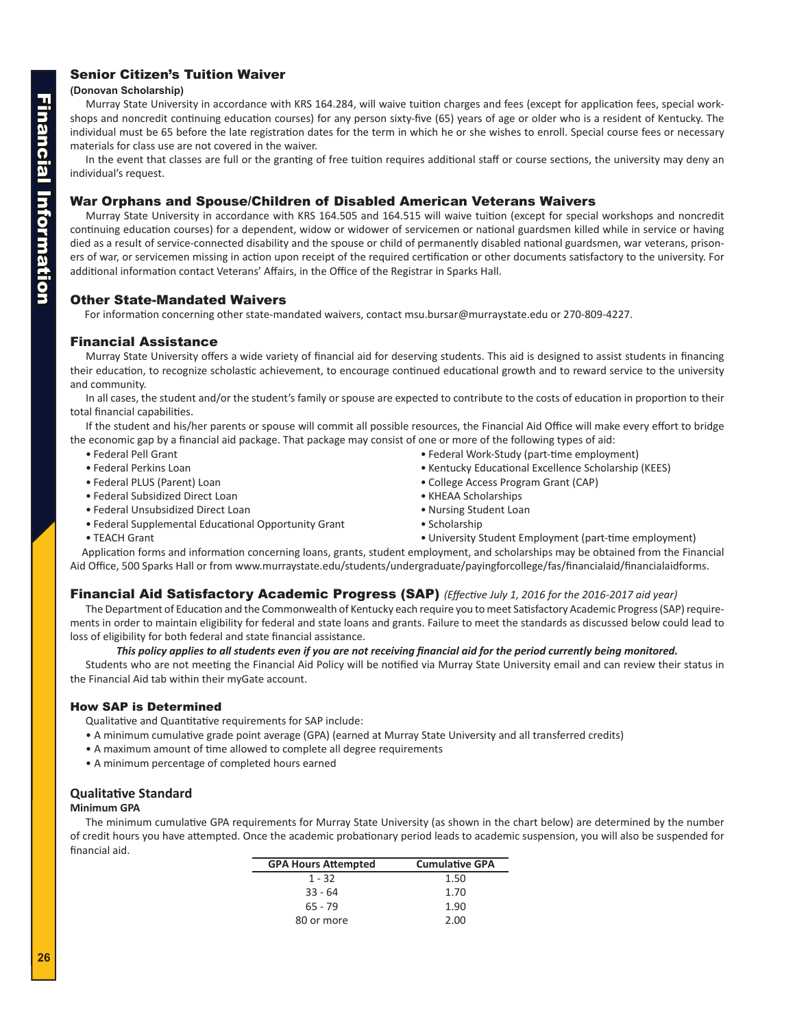## Senior Citizen's Tuition Waiver

**(Donovan Scholarship)**

Murray State University in accordance with KRS 164.284, will waive tuition charges and fees (except for application fees, special workshops and noncredit continuing education courses) for any person sixty-five (65) years of age or older who is a resident of Kentucky. The individual must be 65 before the late registration dates for the term in which he or she wishes to enroll. Special course fees or necessary materials for class use are not covered in the waiver.

In the event that classes are full or the granting of free tuition requires additional staff or course sections, the university may deny an individual's request.

## War Orphans and Spouse/Children of Disabled American Veterans Waivers

Murray State University in accordance with KRS 164.505 and 164.515 will waive tuition (except for special workshops and noncredit continuing education courses) for a dependent, widow or widower of servicemen or national guardsmen killed while in service or having died as a result of service-connected disability and the spouse or child of permanently disabled national guardsmen, war veterans, prisoners of war, or servicemen missing in action upon receipt of the required certification or other documents satisfactory to the university. For additional information contact Veterans' Affairs, in the Office of the Registrar in Sparks Hall.

## Other State-Mandated Waivers

For information concerning other state-mandated waivers, contact msu.bursar@murraystate.edu or 270-809-4227.

## Financial Assistance

Murray State University offers a wide variety of financial aid for deserving students. This aid is designed to assist students in financing their education, to recognize scholastic achievement, to encourage continued educational growth and to reward service to the university and community.

In all cases, the student and/or the student's family or spouse are expected to contribute to the costs of education in proportion to their total financial capabilities.

If the student and his/her parents or spouse will commit all possible resources, the Financial Aid Office will make every effort to bridge the economic gap by a financial aid package. That package may consist of one or more of the following types of aid:

- Federal Pell Grant
- Federal Perkins Loan
- Federal PLUS (Parent) Loan
- Federal Subsidized Direct Loan
- Federal Unsubsidized Direct Loan
- Federal Supplemental Educational Opportunity Grant
- TEACH Grant
- Federal Work-Study (part-time employment)
- Kentucky Educational Excellence Scholarship (KEES)
- College Access Program Grant (CAP)
- KHEAA Scholarships
- Nursing Student Loan
- Scholarship
- University Student Employment (part-time employment)

Application forms and information concerning loans, grants, student employment, and scholarships may be obtained from the Financial Aid Office, 500 Sparks Hall or from www.murraystate.edu/students/undergraduate/payingforcollege/fas/financialaid/financialaidforms.

## Financial Aid Satisfactory Academic Progress (SAP) *(Effective July 1, 2016 for the 2016-2017 aid year)*

The Department of Education and the Commonwealth of Kentucky each require you to meet Satisfactory Academic Progress (SAP) requirements in order to maintain eligibility for federal and state loans and grants. Failure to meet the standards as discussed below could lead to loss of eligibility for both federal and state financial assistance.

***This policy applies to all students even if you are not receiving financial aid for the period currently being monitored.***

Students who are not meeting the Financial Aid Policy will be notified via Murray State University email and can review their status in the Financial Aid tab within their myGate account.

### How SAP is Determined

Qualitative and Quantitative requirements for SAP include:

- A minimum cumulative grade point average (GPA) (earned at Murray State University and all transferred credits)
- A maximum amount of time allowed to complete all degree requirements
- A minimum percentage of completed hours earned

### Qualitative Standard

**Minimum GPA**

The minimum cumulative GPA requirements for Murray State University (as shown in the chart below) are determined by the number of credit hours you have attempted. Once the academic probationary period leads to academic suspension, you will also be suspended for financial aid.

| GPA Hours Attempted | Cumulative GPA |
|---|---|
| 1 - 32 | 1.50 |
| 33 - 64 | 1.70 |
| 65 - 79 | 1.90 |
| 80 or more | 2.00 |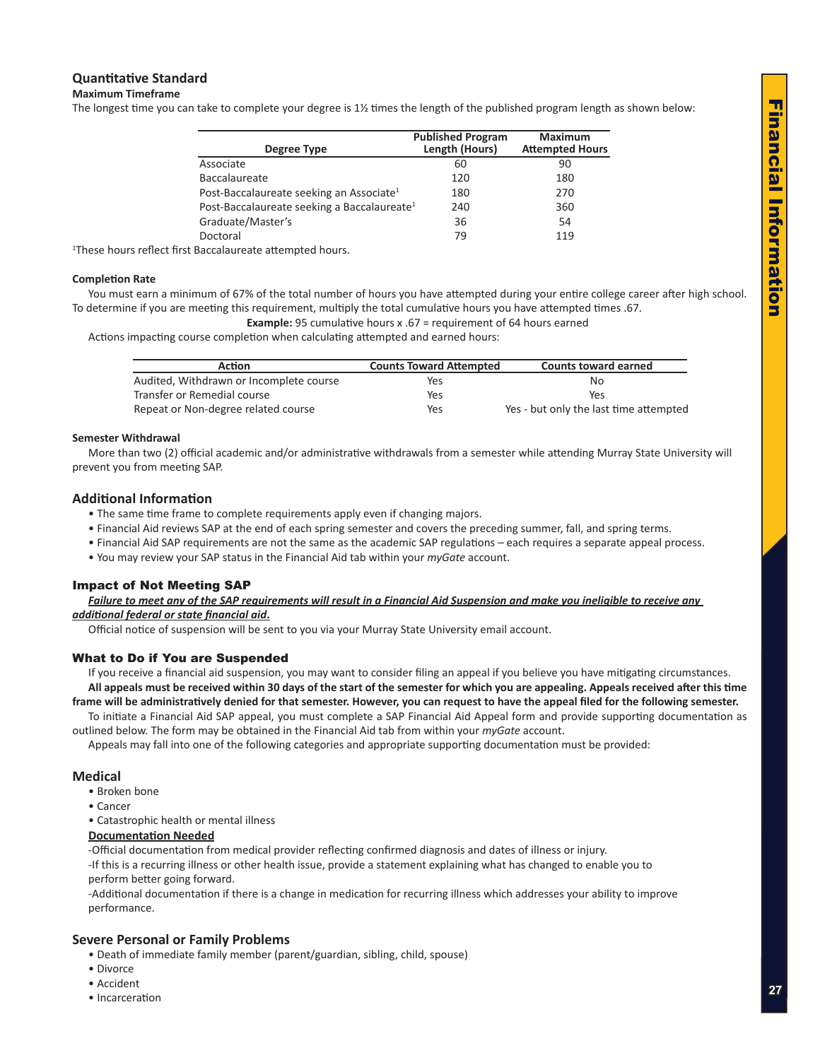## Quantitative Standard

**Maximum Timeframe**

The longest time you can take to complete your degree is 1½ times the length of the published program length as shown below:

| Degree Type | Published Program Length (Hours) | Maximum Attempted Hours |
|---|---|---|
| Associate | 60 | 90 |
| Baccalaureate | 120 | 180 |
| Post-Baccalaureate seeking an Associate[1] | 180 | 270 |
| Post-Baccalaureate seeking a Baccalaureate[1] | 240 | 360 |
| Graduate/Master's | 36 | 54 |
| Doctoral | 79 | 119 |

[1]These hours reflect first Baccalaureate attempted hours.

**Completion Rate**

You must earn a minimum of 67% of the total number of hours you have attempted during your entire college career after high school. To determine if you are meeting this requirement, multiply the total cumulative hours you have attempted times .67.

**Example:** 95 cumulative hours x .67 = requirement of 64 hours earned

Actions impacting course completion when calculating attempted and earned hours:

| Action | Counts Toward Attempted | Counts toward earned |
|---|---|---|
| Audited, Withdrawn or Incomplete course | Yes | No |
| Transfer or Remedial course | Yes | Yes |
| Repeat or Non-degree related course | Yes | Yes - but only the last time attempted |

**Semester Withdrawal**

More than two (2) official academic and/or administrative withdrawals from a semester while attending Murray State University will prevent you from meeting SAP.

## Additional Information

- The same time frame to complete requirements apply even if changing majors.
- Financial Aid reviews SAP at the end of each spring semester and covers the preceding summer, fall, and spring terms.
- Financial Aid SAP requirements are not the same as the academic SAP regulations – each requires a separate appeal process.
- You may review your SAP status in the Financial Aid tab within your *myGate* account.

## Impact of Not Meeting SAP

***Failure to meet any of the SAP requirements will result in a Financial Aid Suspension and make you ineligible to receive any additional federal or state financial aid.***

Official notice of suspension will be sent to you via your Murray State University email account.

## What to Do if You are Suspended

If you receive a financial aid suspension, you may want to consider filing an appeal if you believe you have mitigating circumstances.

**All appeals must be received within 30 days of the start of the semester for which you are appealing. Appeals received after this time frame will be administratively denied for that semester. However, you can request to have the appeal filed for the following semester.**

To initiate a Financial Aid SAP appeal, you must complete a SAP Financial Aid Appeal form and provide supporting documentation as outlined below. The form may be obtained in the Financial Aid tab from within your *myGate* account.

Appeals may fall into one of the following categories and appropriate supporting documentation must be provided:

## Medical

- Broken bone
- Cancer
- Catastrophic health or mental illness

**Documentation Needed**

-Official documentation from medical provider reflecting confirmed diagnosis and dates of illness or injury.

-If this is a recurring illness or other health issue, provide a statement explaining what has changed to enable you to perform better going forward.

-Additional documentation if there is a change in medication for recurring illness which addresses your ability to improve performance.

## Severe Personal or Family Problems

- Death of immediate family member (parent/guardian, sibling, child, spouse)
- Divorce
- Accident
- Incarceration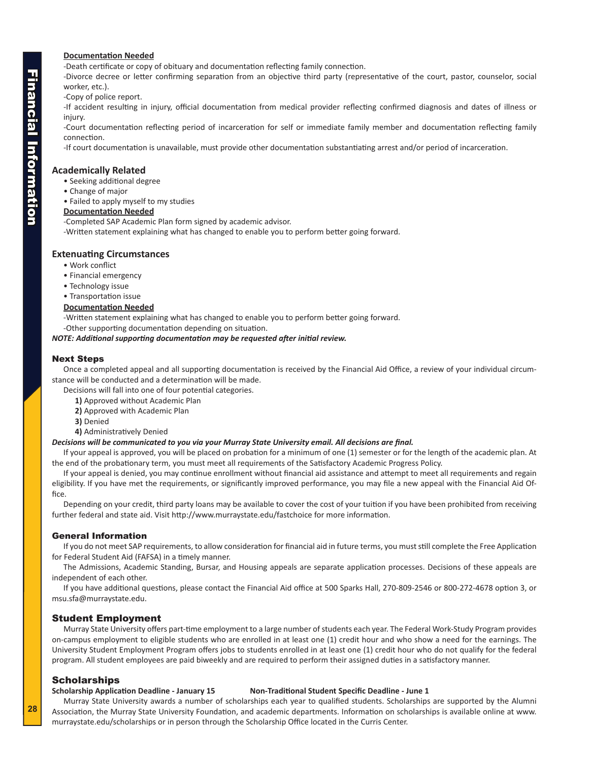**Documentation Needed**

-Death certificate or copy of obituary and documentation reflecting family connection.

-Divorce decree or letter confirming separation from an objective third party (representative of the court, pastor, counselor, social worker, etc.).

-Copy of police report.

-If accident resulting in injury, official documentation from medical provider reflecting confirmed diagnosis and dates of illness or injury.

-Court documentation reflecting period of incarceration for self or immediate family member and documentation reflecting family connection.

-If court documentation is unavailable, must provide other documentation substantiating arrest and/or period of incarceration.

### Academically Related

- Seeking additional degree
- Change of major
- Failed to apply myself to my studies

**Documentation Needed**

-Completed SAP Academic Plan form signed by academic advisor.

-Written statement explaining what has changed to enable you to perform better going forward.

### Extenuating Circumstances

- Work conflict
- Financial emergency
- Technology issue
- Transportation issue

**Documentation Needed**

-Written statement explaining what has changed to enable you to perform better going forward.

-Other supporting documentation depending on situation.

***NOTE: Additional supporting documentation may be requested after initial review.***

## Next Steps

Once a completed appeal and all supporting documentation is received by the Financial Aid Office, a review of your individual circumstance will be conducted and a determination will be made.

Decisions will fall into one of four potential categories.

**1)** Approved without Academic Plan
**2)** Approved with Academic Plan
**3)** Denied
**4)** Administratively Denied

***Decisions will be communicated to you via your Murray State University email. All decisions are final.***

If your appeal is approved, you will be placed on probation for a minimum of one (1) semester or for the length of the academic plan. At the end of the probationary term, you must meet all requirements of the Satisfactory Academic Progress Policy.

If your appeal is denied, you may continue enrollment without financial aid assistance and attempt to meet all requirements and regain eligibility. If you have met the requirements, or significantly improved performance, you may file a new appeal with the Financial Aid Office.

Depending on your credit, third party loans may be available to cover the cost of your tuition if you have been prohibited from receiving further federal and state aid. Visit http://www.murraystate.edu/fastchoice for more information.

## General Information

If you do not meet SAP requirements, to allow consideration for financial aid in future terms, you must still complete the Free Application for Federal Student Aid (FAFSA) in a timely manner.

The Admissions, Academic Standing, Bursar, and Housing appeals are separate application processes. Decisions of these appeals are independent of each other.

If you have additional questions, please contact the Financial Aid office at 500 Sparks Hall, 270-809-2546 or 800-272-4678 option 3, or msu.sfa@murraystate.edu.

## Student Employment

Murray State University offers part-time employment to a large number of students each year. The Federal Work-Study Program provides on-campus employment to eligible students who are enrolled in at least one (1) credit hour and who show a need for the earnings. The University Student Employment Program offers jobs to students enrolled in at least one (1) credit hour who do not qualify for the federal program. All student employees are paid biweekly and are required to perform their assigned duties in a satisfactory manner.

## Scholarships

**Scholarship Application Deadline - January 15** **Non-Traditional Student Specific Deadline - June 1**

Murray State University awards a number of scholarships each year to qualified students. Scholarships are supported by the Alumni Association, the Murray State University Foundation, and academic departments. Information on scholarships is available online at www.murraystate.edu/scholarships or in person through the Scholarship Office located in the Curris Center.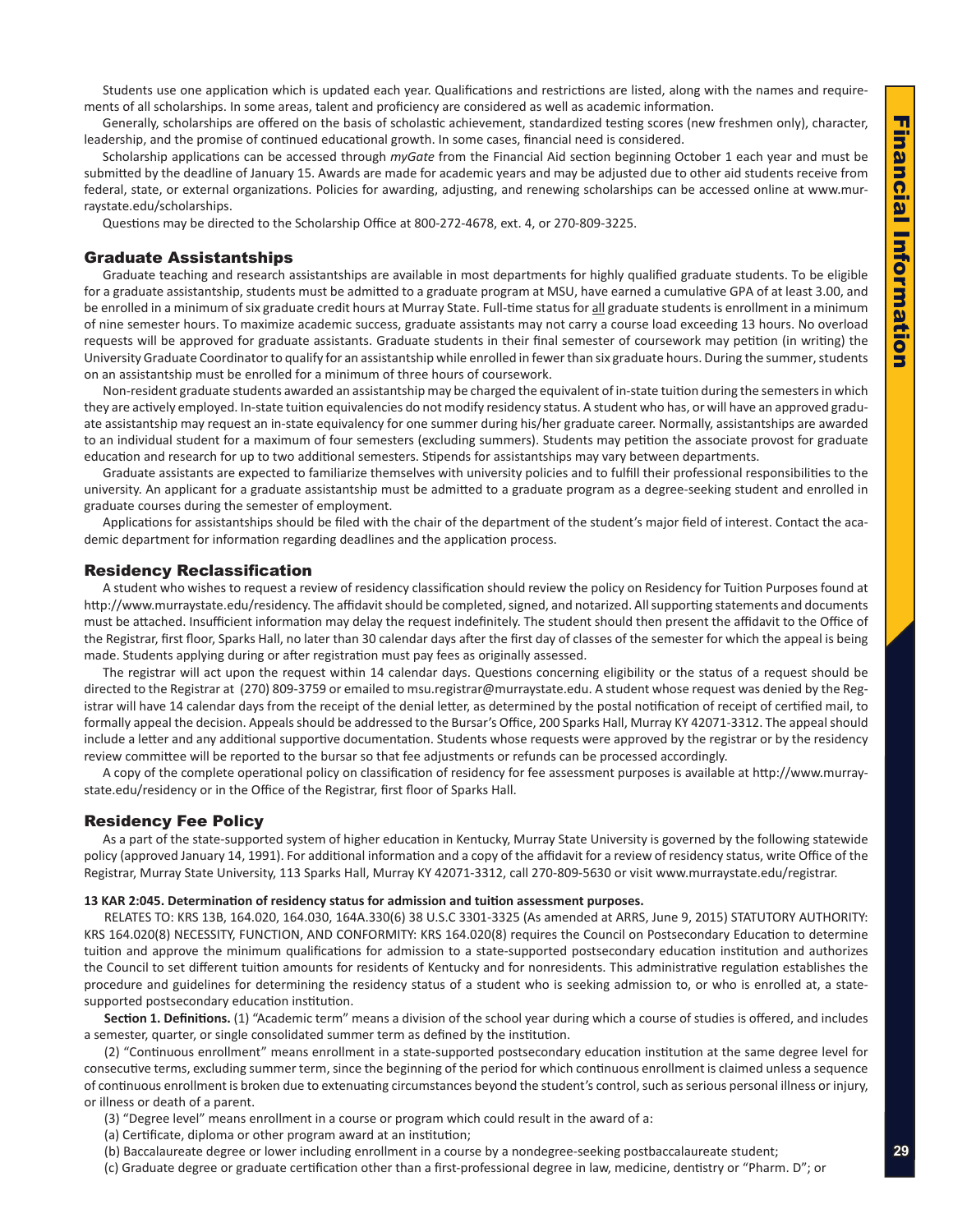Students use one application which is updated each year. Qualifications and restrictions are listed, along with the names and requirements of all scholarships. In some areas, talent and proficiency are considered as well as academic information.

Generally, scholarships are offered on the basis of scholastic achievement, standardized testing scores (new freshmen only), character, leadership, and the promise of continued educational growth. In some cases, financial need is considered.

Scholarship applications can be accessed through *myGate* from the Financial Aid section beginning October 1 each year and must be submitted by the deadline of January 15. Awards are made for academic years and may be adjusted due to other aid students receive from federal, state, or external organizations. Policies for awarding, adjusting, and renewing scholarships can be accessed online at www.murraystate.edu/scholarships.

Questions may be directed to the Scholarship Office at 800-272-4678, ext. 4, or 270-809-3225.

## Graduate Assistantships

Graduate teaching and research assistantships are available in most departments for highly qualified graduate students. To be eligible for a graduate assistantship, students must be admitted to a graduate program at MSU, have earned a cumulative GPA of at least 3.00, and be enrolled in a minimum of six graduate credit hours at Murray State. Full-time status for all graduate students is enrollment in a minimum of nine semester hours. To maximize academic success, graduate assistants may not carry a course load exceeding 13 hours. No overload requests will be approved for graduate assistants. Graduate students in their final semester of coursework may petition (in writing) the University Graduate Coordinator to qualify for an assistantship while enrolled in fewer than six graduate hours. During the summer, students on an assistantship must be enrolled for a minimum of three hours of coursework.

Non-resident graduate students awarded an assistantship may be charged the equivalent of in-state tuition during the semesters in which they are actively employed. In-state tuition equivalencies do not modify residency status. A student who has, or will have an approved graduate assistantship may request an in-state equivalency for one summer during his/her graduate career. Normally, assistantships are awarded to an individual student for a maximum of four semesters (excluding summers). Students may petition the associate provost for graduate education and research for up to two additional semesters. Stipends for assistantships may vary between departments.

Graduate assistants are expected to familiarize themselves with university policies and to fulfill their professional responsibilities to the university. An applicant for a graduate assistantship must be admitted to a graduate program as a degree-seeking student and enrolled in graduate courses during the semester of employment.

Applications for assistantships should be filed with the chair of the department of the student's major field of interest. Contact the academic department for information regarding deadlines and the application process.

## Residency Reclassification

A student who wishes to request a review of residency classification should review the policy on Residency for Tuition Purposes found at http://www.murraystate.edu/residency. The affidavit should be completed, signed, and notarized. All supporting statements and documents must be attached. Insufficient information may delay the request indefinitely. The student should then present the affidavit to the Office of the Registrar, first floor, Sparks Hall, no later than 30 calendar days after the first day of classes of the semester for which the appeal is being made. Students applying during or after registration must pay fees as originally assessed.

The registrar will act upon the request within 14 calendar days. Questions concerning eligibility or the status of a request should be directed to the Registrar at (270) 809-3759 or emailed to msu.registrar@murraystate.edu. A student whose request was denied by the Registrar will have 14 calendar days from the receipt of the denial letter, as determined by the postal notification of receipt of certified mail, to formally appeal the decision. Appeals should be addressed to the Bursar's Office, 200 Sparks Hall, Murray KY 42071-3312. The appeal should include a letter and any additional supportive documentation. Students whose requests were approved by the registrar or by the residency review committee will be reported to the bursar so that fee adjustments or refunds can be processed accordingly.

A copy of the complete operational policy on classification of residency for fee assessment purposes is available at http://www.murraystate.edu/residency or in the Office of the Registrar, first floor of Sparks Hall.

## Residency Fee Policy

As a part of the state-supported system of higher education in Kentucky, Murray State University is governed by the following statewide policy (approved January 14, 1991). For additional information and a copy of the affidavit for a review of residency status, write Office of the Registrar, Murray State University, 113 Sparks Hall, Murray KY 42071-3312, call 270-809-5630 or visit www.murraystate.edu/registrar.

**13 KAR 2:045. Determination of residency status for admission and tuition assessment purposes.**

RELATES TO: KRS 13B, 164.020, 164.030, 164A.330(6) 38 U.S.C 3301-3325 (As amended at ARRS, June 9, 2015) STATUTORY AUTHORITY: KRS 164.020(8) NECESSITY, FUNCTION, AND CONFORMITY: KRS 164.020(8) requires the Council on Postsecondary Education to determine tuition and approve the minimum qualifications for admission to a state-supported postsecondary education institution and authorizes the Council to set different tuition amounts for residents of Kentucky and for nonresidents. This administrative regulation establishes the procedure and guidelines for determining the residency status of a student who is seeking admission to, or who is enrolled at, a state-supported postsecondary education institution.

**Section 1. Definitions.** (1) "Academic term" means a division of the school year during which a course of studies is offered, and includes a semester, quarter, or single consolidated summer term as defined by the institution.

(2) "Continuous enrollment" means enrollment in a state-supported postsecondary education institution at the same degree level for consecutive terms, excluding summer term, since the beginning of the period for which continuous enrollment is claimed unless a sequence of continuous enrollment is broken due to extenuating circumstances beyond the student's control, such as serious personal illness or injury, or illness or death of a parent.

(3) "Degree level" means enrollment in a course or program which could result in the award of a:

(a) Certificate, diploma or other program award at an institution;

(b) Baccalaureate degree or lower including enrollment in a course by a nondegree-seeking postbaccalaureate student;

(c) Graduate degree or graduate certification other than a first-professional degree in law, medicine, dentistry or "Pharm. D"; or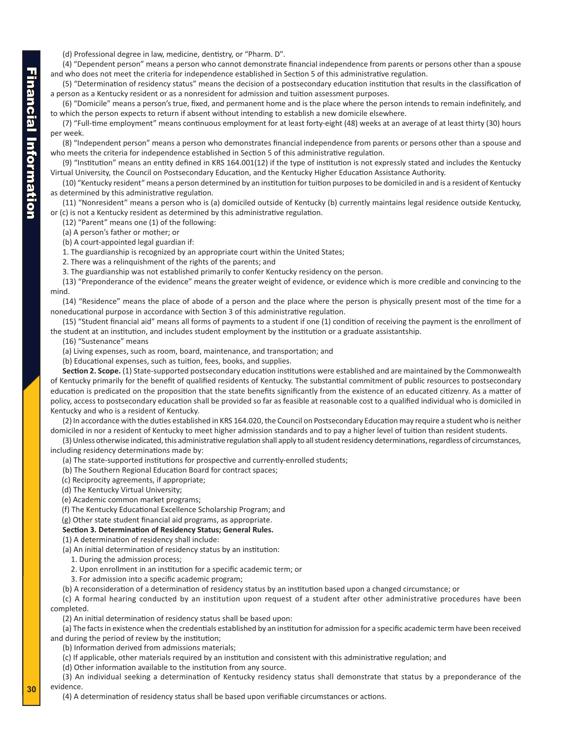(d) Professional degree in law, medicine, dentistry, or "Pharm. D".

(4) "Dependent person" means a person who cannot demonstrate financial independence from parents or persons other than a spouse and who does not meet the criteria for independence established in Section 5 of this administrative regulation.

(5) "Determination of residency status" means the decision of a postsecondary education institution that results in the classification of a person as a Kentucky resident or as a nonresident for admission and tuition assessment purposes.

(6) "Domicile" means a person's true, fixed, and permanent home and is the place where the person intends to remain indefinitely, and to which the person expects to return if absent without intending to establish a new domicile elsewhere.

(7) "Full-time employment" means continuous employment for at least forty-eight (48) weeks at an average of at least thirty (30) hours per week.

(8) "Independent person" means a person who demonstrates financial independence from parents or persons other than a spouse and who meets the criteria for independence established in Section 5 of this administrative regulation.

(9) "Institution" means an entity defined in KRS 164.001(12) if the type of institution is not expressly stated and includes the Kentucky Virtual University, the Council on Postsecondary Education, and the Kentucky Higher Education Assistance Authority.

(10) "Kentucky resident" means a person determined by an institution for tuition purposes to be domiciled in and is a resident of Kentucky as determined by this administrative regulation.

(11) "Nonresident" means a person who is (a) domiciled outside of Kentucky (b) currently maintains legal residence outside Kentucky, or (c) is not a Kentucky resident as determined by this administrative regulation.

(12) "Parent" means one (1) of the following:

(a) A person's father or mother; or

(b) A court-appointed legal guardian if:

1. The guardianship is recognized by an appropriate court within the United States;
2. There was a relinquishment of the rights of the parents; and
3. The guardianship was not established primarily to confer Kentucky residency on the person.

(13) "Preponderance of the evidence" means the greater weight of evidence, or evidence which is more credible and convincing to the mind.

(14) "Residence" means the place of abode of a person and the place where the person is physically present most of the time for a noneducational purpose in accordance with Section 3 of this administrative regulation.

(15) "Student financial aid" means all forms of payments to a student if one (1) condition of receiving the payment is the enrollment of the student at an institution, and includes student employment by the institution or a graduate assistantship.

(16) "Sustenance" means

(a) Living expenses, such as room, board, maintenance, and transportation; and

(b) Educational expenses, such as tuition, fees, books, and supplies.

**Section 2. Scope.** (1) State-supported postsecondary education institutions were established and are maintained by the Commonwealth of Kentucky primarily for the benefit of qualified residents of Kentucky. The substantial commitment of public resources to postsecondary education is predicated on the proposition that the state benefits significantly from the existence of an educated citizenry. As a matter of policy, access to postsecondary education shall be provided so far as feasible at reasonable cost to a qualified individual who is domiciled in Kentucky and who is a resident of Kentucky.

(2) In accordance with the duties established in KRS 164.020, the Council on Postsecondary Education may require a student who is neither domiciled in nor a resident of Kentucky to meet higher admission standards and to pay a higher level of tuition than resident students.

(3) Unless otherwise indicated, this administrative regulation shall apply to all student residency determinations, regardless of circumstances, including residency determinations made by:

(a) The state-supported institutions for prospective and currently-enrolled students;

(b) The Southern Regional Education Board for contract spaces;

(c) Reciprocity agreements, if appropriate;

(d) The Kentucky Virtual University;

(e) Academic common market programs;

(f) The Kentucky Educational Excellence Scholarship Program; and

(g) Other state student financial aid programs, as appropriate.

**Section 3. Determination of Residency Status; General Rules.**

(1) A determination of residency shall include:

(a) An initial determination of residency status by an institution:

1. During the admission process;
2. Upon enrollment in an institution for a specific academic term; or
3. For admission into a specific academic program;

(b) A reconsideration of a determination of residency status by an institution based upon a changed circumstance; or

(c) A formal hearing conducted by an institution upon request of a student after other administrative procedures have been completed.

(2) An initial determination of residency status shall be based upon:

(a) The facts in existence when the credentials established by an institution for admission for a specific academic term have been received and during the period of review by the institution;

(b) Information derived from admissions materials;

(c) If applicable, other materials required by an institution and consistent with this administrative regulation; and

(d) Other information available to the institution from any source.

(3) An individual seeking a determination of Kentucky residency status shall demonstrate that status by a preponderance of the evidence.

(4) A determination of residency status shall be based upon verifiable circumstances or actions.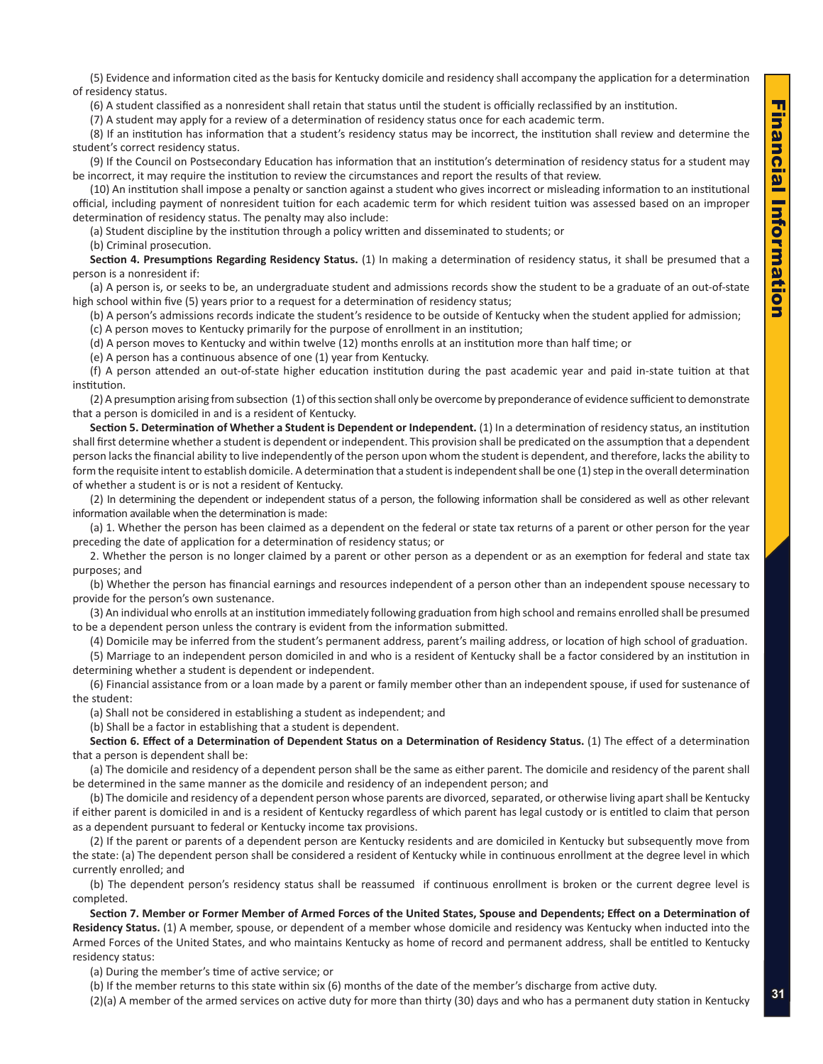(5) Evidence and information cited as the basis for Kentucky domicile and residency shall accompany the application for a determination of residency status.

(6) A student classified as a nonresident shall retain that status until the student is officially reclassified by an institution.

(7) A student may apply for a review of a determination of residency status once for each academic term.

(8) If an institution has information that a student's residency status may be incorrect, the institution shall review and determine the student's correct residency status.

(9) If the Council on Postsecondary Education has information that an institution's determination of residency status for a student may be incorrect, it may require the institution to review the circumstances and report the results of that review.

(10) An institution shall impose a penalty or sanction against a student who gives incorrect or misleading information to an institutional official, including payment of nonresident tuition for each academic term for which resident tuition was assessed based on an improper determination of residency status. The penalty may also include:

(a) Student discipline by the institution through a policy written and disseminated to students; or

(b) Criminal prosecution.

**Section 4. Presumptions Regarding Residency Status.** (1) In making a determination of residency status, it shall be presumed that a person is a nonresident if:

(a) A person is, or seeks to be, an undergraduate student and admissions records show the student to be a graduate of an out-of-state high school within five (5) years prior to a request for a determination of residency status;

(b) A person's admissions records indicate the student's residence to be outside of Kentucky when the student applied for admission;

(c) A person moves to Kentucky primarily for the purpose of enrollment in an institution;

(d) A person moves to Kentucky and within twelve (12) months enrolls at an institution more than half time; or

(e) A person has a continuous absence of one (1) year from Kentucky.

(f) A person attended an out-of-state higher education institution during the past academic year and paid in-state tuition at that institution.

(2) A presumption arising from subsection (1) of this section shall only be overcome by preponderance of evidence sufficient to demonstrate that a person is domiciled in and is a resident of Kentucky.

**Section 5. Determination of Whether a Student is Dependent or Independent.** (1) In a determination of residency status, an institution shall first determine whether a student is dependent or independent. This provision shall be predicated on the assumption that a dependent person lacks the financial ability to live independently of the person upon whom the student is dependent, and therefore, lacks the ability to form the requisite intent to establish domicile. A determination that a student is independent shall be one (1) step in the overall determination of whether a student is or is not a resident of Kentucky.

(2) In determining the dependent or independent status of a person, the following information shall be considered as well as other relevant information available when the determination is made:

(a) 1. Whether the person has been claimed as a dependent on the federal or state tax returns of a parent or other person for the year preceding the date of application for a determination of residency status; or

2. Whether the person is no longer claimed by a parent or other person as a dependent or as an exemption for federal and state tax purposes; and

(b) Whether the person has financial earnings and resources independent of a person other than an independent spouse necessary to provide for the person's own sustenance.

(3) An individual who enrolls at an institution immediately following graduation from high school and remains enrolled shall be presumed to be a dependent person unless the contrary is evident from the information submitted.

(4) Domicile may be inferred from the student's permanent address, parent's mailing address, or location of high school of graduation.

(5) Marriage to an independent person domiciled in and who is a resident of Kentucky shall be a factor considered by an institution in determining whether a student is dependent or independent.

(6) Financial assistance from or a loan made by a parent or family member other than an independent spouse, if used for sustenance of the student:

(a) Shall not be considered in establishing a student as independent; and

(b) Shall be a factor in establishing that a student is dependent.

**Section 6. Effect of a Determination of Dependent Status on a Determination of Residency Status.** (1) The effect of a determination that a person is dependent shall be:

(a) The domicile and residency of a dependent person shall be the same as either parent. The domicile and residency of the parent shall be determined in the same manner as the domicile and residency of an independent person; and

(b) The domicile and residency of a dependent person whose parents are divorced, separated, or otherwise living apart shall be Kentucky if either parent is domiciled in and is a resident of Kentucky regardless of which parent has legal custody or is entitled to claim that person as a dependent pursuant to federal or Kentucky income tax provisions.

(2) If the parent or parents of a dependent person are Kentucky residents and are domiciled in Kentucky but subsequently move from the state: (a) The dependent person shall be considered a resident of Kentucky while in continuous enrollment at the degree level in which currently enrolled; and

(b) The dependent person's residency status shall be reassumed if continuous enrollment is broken or the current degree level is completed.

**Section 7. Member or Former Member of Armed Forces of the United States, Spouse and Dependents; Effect on a Determination of Residency Status.** (1) A member, spouse, or dependent of a member whose domicile and residency was Kentucky when inducted into the Armed Forces of the United States, and who maintains Kentucky as home of record and permanent address, shall be entitled to Kentucky residency status:

(a) During the member's time of active service; or

(b) If the member returns to this state within six (6) months of the date of the member's discharge from active duty.

(2)(a) A member of the armed services on active duty for more than thirty (30) days and who has a permanent duty station in Kentucky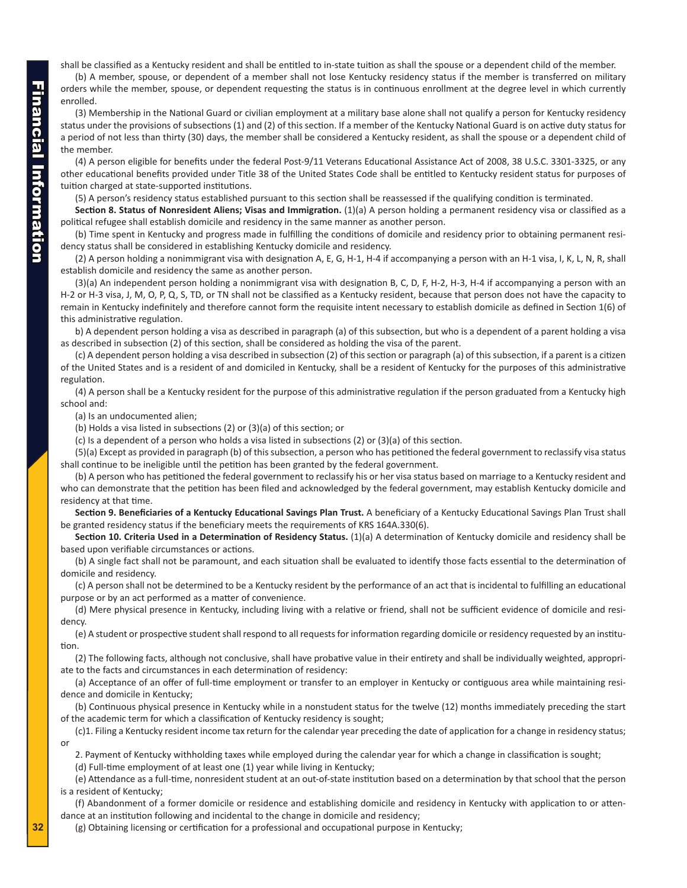shall be classified as a Kentucky resident and shall be entitled to in-state tuition as shall the spouse or a dependent child of the member.

(b) A member, spouse, or dependent of a member shall not lose Kentucky residency status if the member is transferred on military orders while the member, spouse, or dependent requesting the status is in continuous enrollment at the degree level in which currently enrolled.

(3) Membership in the National Guard or civilian employment at a military base alone shall not qualify a person for Kentucky residency status under the provisions of subsections (1) and (2) of this section. If a member of the Kentucky National Guard is on active duty status for a period of not less than thirty (30) days, the member shall be considered a Kentucky resident, as shall the spouse or a dependent child of the member.

(4) A person eligible for benefits under the federal Post-9/11 Veterans Educational Assistance Act of 2008, 38 U.S.C. 3301-3325, or any other educational benefits provided under Title 38 of the United States Code shall be entitled to Kentucky resident status for purposes of tuition charged at state-supported institutions.

(5) A person's residency status established pursuant to this section shall be reassessed if the qualifying condition is terminated.

**Section 8. Status of Nonresident Aliens; Visas and Immigration.** (1)(a) A person holding a permanent residency visa or classified as a political refugee shall establish domicile and residency in the same manner as another person.

(b) Time spent in Kentucky and progress made in fulfilling the conditions of domicile and residency prior to obtaining permanent residency status shall be considered in establishing Kentucky domicile and residency.

(2) A person holding a nonimmigrant visa with designation A, E, G, H-1, H-4 if accompanying a person with an H-1 visa, I, K, L, N, R, shall establish domicile and residency the same as another person.

(3)(a) An independent person holding a nonimmigrant visa with designation B, C, D, F, H-2, H-3, H-4 if accompanying a person with an H-2 or H-3 visa, J, M, O, P, Q, S, TD, or TN shall not be classified as a Kentucky resident, because that person does not have the capacity to remain in Kentucky indefinitely and therefore cannot form the requisite intent necessary to establish domicile as defined in Section 1(6) of this administrative regulation.

b) A dependent person holding a visa as described in paragraph (a) of this subsection, but who is a dependent of a parent holding a visa as described in subsection (2) of this section, shall be considered as holding the visa of the parent.

(c) A dependent person holding a visa described in subsection (2) of this section or paragraph (a) of this subsection, if a parent is a citizen of the United States and is a resident of and domiciled in Kentucky, shall be a resident of Kentucky for the purposes of this administrative regulation.

(4) A person shall be a Kentucky resident for the purpose of this administrative regulation if the person graduated from a Kentucky high school and:

(a) Is an undocumented alien;

(b) Holds a visa listed in subsections (2) or (3)(a) of this section; or

(c) Is a dependent of a person who holds a visa listed in subsections (2) or (3)(a) of this section.

(5)(a) Except as provided in paragraph (b) of this subsection, a person who has petitioned the federal government to reclassify visa status shall continue to be ineligible until the petition has been granted by the federal government.

(b) A person who has petitioned the federal government to reclassify his or her visa status based on marriage to a Kentucky resident and who can demonstrate that the petition has been filed and acknowledged by the federal government, may establish Kentucky domicile and residency at that time.

**Section 9. Beneficiaries of a Kentucky Educational Savings Plan Trust.** A beneficiary of a Kentucky Educational Savings Plan Trust shall be granted residency status if the beneficiary meets the requirements of KRS 164A.330(6).

**Section 10. Criteria Used in a Determination of Residency Status.** (1)(a) A determination of Kentucky domicile and residency shall be based upon verifiable circumstances or actions.

(b) A single fact shall not be paramount, and each situation shall be evaluated to identify those facts essential to the determination of domicile and residency.

(c) A person shall not be determined to be a Kentucky resident by the performance of an act that is incidental to fulfilling an educational purpose or by an act performed as a matter of convenience.

(d) Mere physical presence in Kentucky, including living with a relative or friend, shall not be sufficient evidence of domicile and residency.

(e) A student or prospective student shall respond to all requests for information regarding domicile or residency requested by an institution.

(2) The following facts, although not conclusive, shall have probative value in their entirety and shall be individually weighted, appropriate to the facts and circumstances in each determination of residency:

(a) Acceptance of an offer of full-time employment or transfer to an employer in Kentucky or contiguous area while maintaining residence and domicile in Kentucky;

(b) Continuous physical presence in Kentucky while in a nonstudent status for the twelve (12) months immediately preceding the start of the academic term for which a classification of Kentucky residency is sought;

(c)1. Filing a Kentucky resident income tax return for the calendar year preceding the date of application for a change in residency status; or

2. Payment of Kentucky withholding taxes while employed during the calendar year for which a change in classification is sought;

(d) Full-time employment of at least one (1) year while living in Kentucky;

(e) Attendance as a full-time, nonresident student at an out-of-state institution based on a determination by that school that the person is a resident of Kentucky;

(f) Abandonment of a former domicile or residence and establishing domicile and residency in Kentucky with application to or attendance at an institution following and incidental to the change in domicile and residency;

(g) Obtaining licensing or certification for a professional and occupational purpose in Kentucky;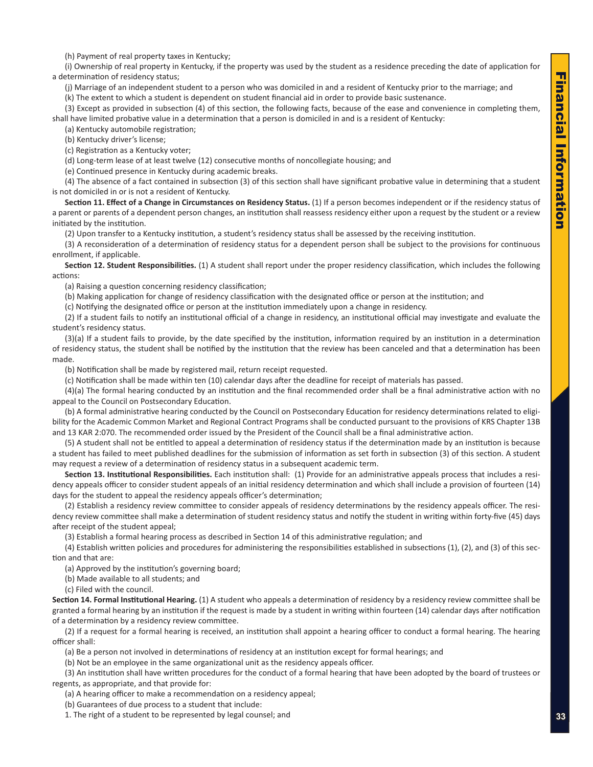(h) Payment of real property taxes in Kentucky;

(i) Ownership of real property in Kentucky, if the property was used by the student as a residence preceding the date of application for a determination of residency status;

(j) Marriage of an independent student to a person who was domiciled in and a resident of Kentucky prior to the marriage; and

(k) The extent to which a student is dependent on student financial aid in order to provide basic sustenance.

(3) Except as provided in subsection (4) of this section, the following facts, because of the ease and convenience in completing them, shall have limited probative value in a determination that a person is domiciled in and is a resident of Kentucky:

(a) Kentucky automobile registration;

(b) Kentucky driver's license;

(c) Registration as a Kentucky voter;

(d) Long-term lease of at least twelve (12) consecutive months of noncollegiate housing; and

(e) Continued presence in Kentucky during academic breaks.

(4) The absence of a fact contained in subsection (3) of this section shall have significant probative value in determining that a student is not domiciled in or is not a resident of Kentucky.

**Section 11. Effect of a Change in Circumstances on Residency Status.** (1) If a person becomes independent or if the residency status of a parent or parents of a dependent person changes, an institution shall reassess residency either upon a request by the student or a review initiated by the institution.

(2) Upon transfer to a Kentucky institution, a student's residency status shall be assessed by the receiving institution.

(3) A reconsideration of a determination of residency status for a dependent person shall be subject to the provisions for continuous enrollment, if applicable.

**Section 12. Student Responsibilities.** (1) A student shall report under the proper residency classification, which includes the following actions:

(a) Raising a question concerning residency classification;

(b) Making application for change of residency classification with the designated office or person at the institution; and

(c) Notifying the designated office or person at the institution immediately upon a change in residency.

(2) If a student fails to notify an institutional official of a change in residency, an institutional official may investigate and evaluate the student's residency status.

(3)(a) If a student fails to provide, by the date specified by the institution, information required by an institution in a determination of residency status, the student shall be notified by the institution that the review has been canceled and that a determination has been made.

(b) Notification shall be made by registered mail, return receipt requested.

(c) Notification shall be made within ten (10) calendar days after the deadline for receipt of materials has passed.

(4)(a) The formal hearing conducted by an institution and the final recommended order shall be a final administrative action with no appeal to the Council on Postsecondary Education.

(b) A formal administrative hearing conducted by the Council on Postsecondary Education for residency determinations related to eligibility for the Academic Common Market and Regional Contract Programs shall be conducted pursuant to the provisions of KRS Chapter 13B and 13 KAR 2:070. The recommended order issued by the President of the Council shall be a final administrative action.

(5) A student shall not be entitled to appeal a determination of residency status if the determination made by an institution is because a student has failed to meet published deadlines for the submission of information as set forth in subsection (3) of this section. A student may request a review of a determination of residency status in a subsequent academic term.

**Section 13. Institutional Responsibilities.** Each institution shall: (1) Provide for an administrative appeals process that includes a residency appeals officer to consider student appeals of an initial residency determination and which shall include a provision of fourteen (14) days for the student to appeal the residency appeals officer's determination;

(2) Establish a residency review committee to consider appeals of residency determinations by the residency appeals officer. The residency review committee shall make a determination of student residency status and notify the student in writing within forty-five (45) days after receipt of the student appeal;

(3) Establish a formal hearing process as described in Section 14 of this administrative regulation; and

(4) Establish written policies and procedures for administering the responsibilities established in subsections (1), (2), and (3) of this section and that are:

(a) Approved by the institution's governing board;

(b) Made available to all students; and

(c) Filed with the council.

**Section 14. Formal Institutional Hearing.** (1) A student who appeals a determination of residency by a residency review committee shall be granted a formal hearing by an institution if the request is made by a student in writing within fourteen (14) calendar days after notification of a determination by a residency review committee.

(2) If a request for a formal hearing is received, an institution shall appoint a hearing officer to conduct a formal hearing. The hearing officer shall:

(a) Be a person not involved in determinations of residency at an institution except for formal hearings; and

(b) Not be an employee in the same organizational unit as the residency appeals officer.

(3) An institution shall have written procedures for the conduct of a formal hearing that have been adopted by the board of trustees or regents, as appropriate, and that provide for:

(a) A hearing officer to make a recommendation on a residency appeal;

(b) Guarantees of due process to a student that include:

1. The right of a student to be represented by legal counsel; and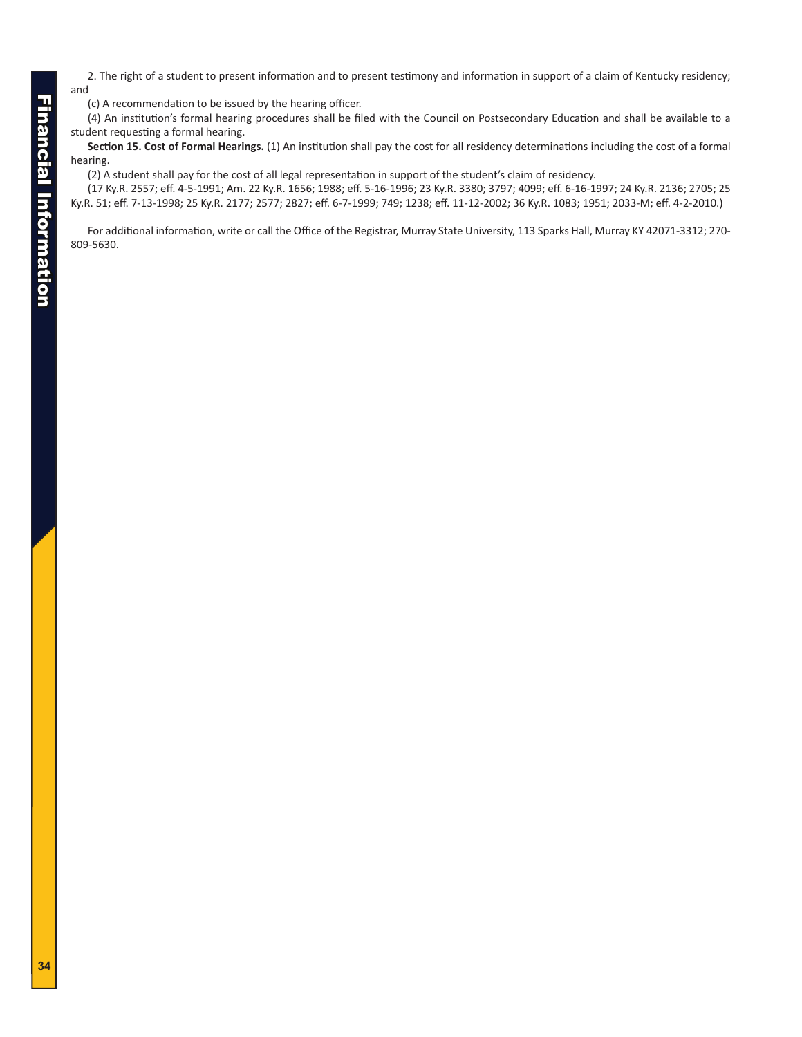2. The right of a student to present information and to present testimony and information in support of a claim of Kentucky residency; and

(c) A recommendation to be issued by the hearing officer.

(4) An institution's formal hearing procedures shall be filed with the Council on Postsecondary Education and shall be available to a student requesting a formal hearing.

**Section 15. Cost of Formal Hearings.** (1) An institution shall pay the cost for all residency determinations including the cost of a formal hearing.

(2) A student shall pay for the cost of all legal representation in support of the student's claim of residency.

(17 Ky.R. 2557; eff. 4-5-1991; Am. 22 Ky.R. 1656; 1988; eff. 5-16-1996; 23 Ky.R. 3380; 3797; 4099; eff. 6-16-1997; 24 Ky.R. 2136; 2705; 25 Ky.R. 51; eff. 7-13-1998; 25 Ky.R. 2177; 2577; 2827; eff. 6-7-1999; 749; 1238; eff. 11-12-2002; 36 Ky.R. 1083; 1951; 2033-M; eff. 4-2-2010.)

For additional information, write or call the Office of the Registrar, Murray State University, 113 Sparks Hall, Murray KY 42071-3312; 270-809-5630.